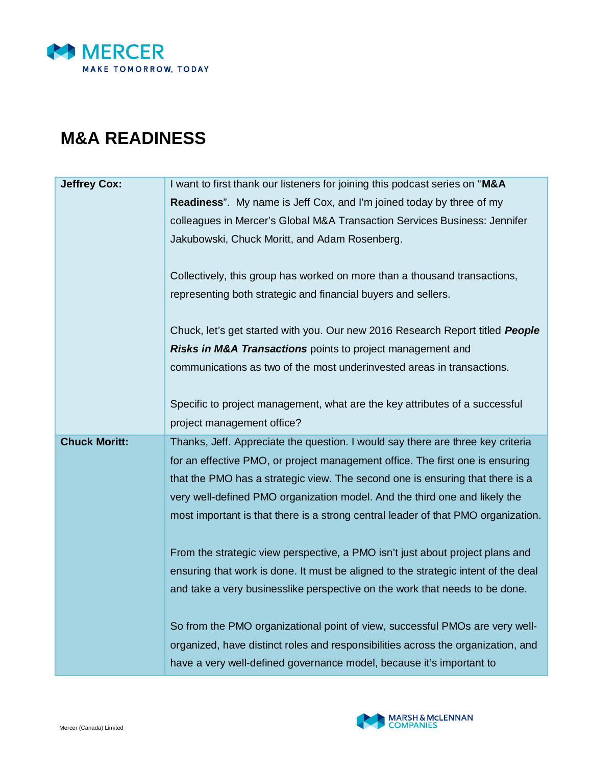# M&A READINESS

| | |
|---|---|
| **Jeffrey Cox:** | I want to first thank our listeners for joining this podcast series on "**M&A Readiness**". My name is Jeff Cox, and I'm joined today by three of my colleagues in Mercer's Global M&A Transaction Services Business: Jennifer Jakubowski, Chuck Moritt, and Adam Rosenberg.<br><br>Collectively, this group has worked on more than a thousand transactions, representing both strategic and financial buyers and sellers.<br><br>Chuck, let's get started with you. Our new 2016 Research Report titled ***People Risks in M&A Transactions*** points to project management and communications as two of the most underinvested areas in transactions.<br><br>Specific to project management, what are the key attributes of a successful project management office? |
| **Chuck Moritt:** | Thanks, Jeff. Appreciate the question. I would say there are three key criteria for an effective PMO, or project management office. The first one is ensuring that the PMO has a strategic view. The second one is ensuring that there is a very well-defined PMO organization model. And the third one and likely the most important is that there is a strong central leader of that PMO organization.<br><br>From the strategic view perspective, a PMO isn't just about project plans and ensuring that work is done. It must be aligned to the strategic intent of the deal and take a very businesslike perspective on the work that needs to be done.<br><br>So from the PMO organizational point of view, successful PMOs are very well-organized, have distinct roles and responsibilities across the organization, and have a very well-defined governance model, because it's important to |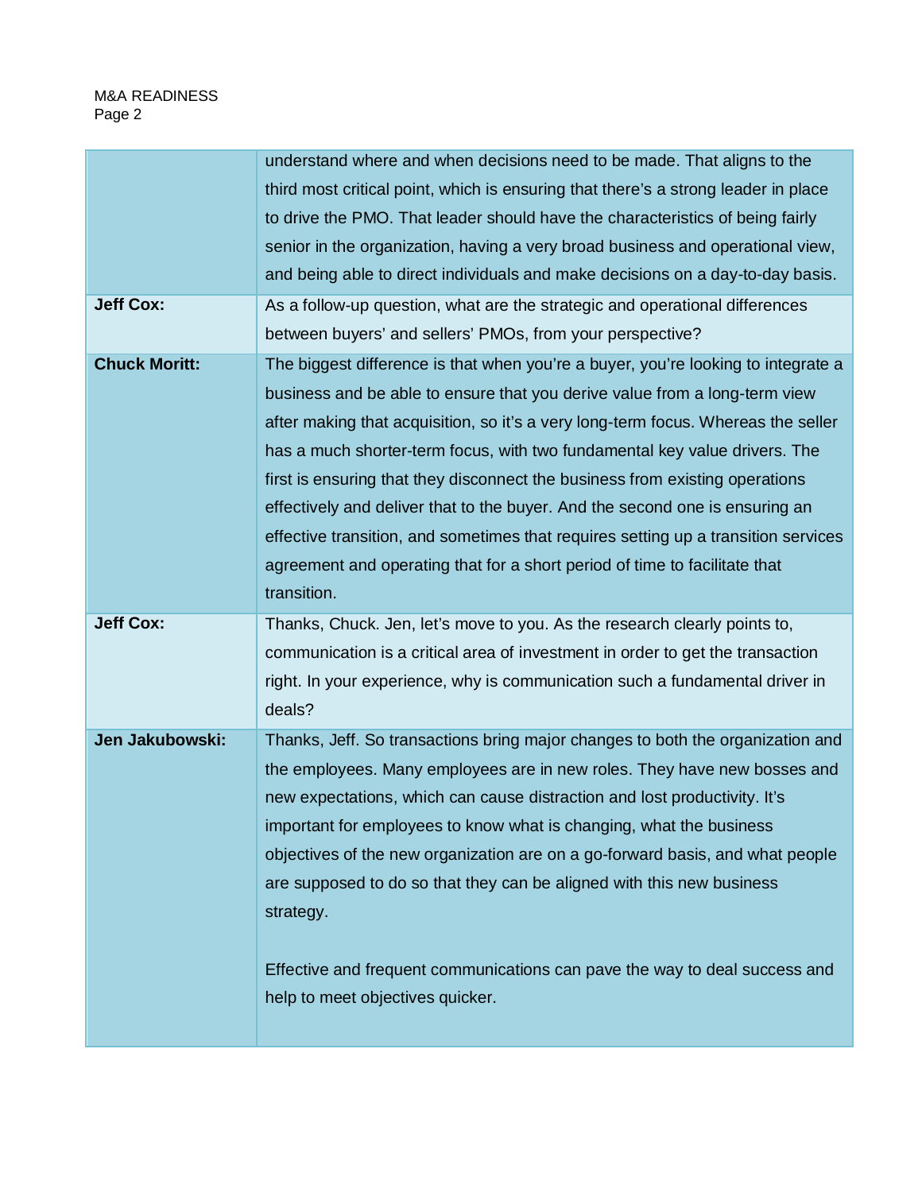| | |
|---|---|
| | understand where and when decisions need to be made. That aligns to the third most critical point, which is ensuring that there's a strong leader in place to drive the PMO. That leader should have the characteristics of being fairly senior in the organization, having a very broad business and operational view, and being able to direct individuals and make decisions on a day-to-day basis. |
| **Jeff Cox:** | As a follow-up question, what are the strategic and operational differences between buyers' and sellers' PMOs, from your perspective? |
| **Chuck Moritt:** | The biggest difference is that when you're a buyer, you're looking to integrate a business and be able to ensure that you derive value from a long-term view after making that acquisition, so it's a very long-term focus. Whereas the seller has a much shorter-term focus, with two fundamental key value drivers. The first is ensuring that they disconnect the business from existing operations effectively and deliver that to the buyer. And the second one is ensuring an effective transition, and sometimes that requires setting up a transition services agreement and operating that for a short period of time to facilitate that transition. |
| **Jeff Cox:** | Thanks, Chuck. Jen, let's move to you. As the research clearly points to, communication is a critical area of investment in order to get the transaction right. In your experience, why is communication such a fundamental driver in deals? |
| **Jen Jakubowski:** | Thanks, Jeff. So transactions bring major changes to both the organization and the employees. Many employees are in new roles. They have new bosses and new expectations, which can cause distraction and lost productivity. It's important for employees to know what is changing, what the business objectives of the new organization are on a go-forward basis, and what people are supposed to do so that they can be aligned with this new business strategy.<br><br>Effective and frequent communications can pave the way to deal success and help to meet objectives quicker. |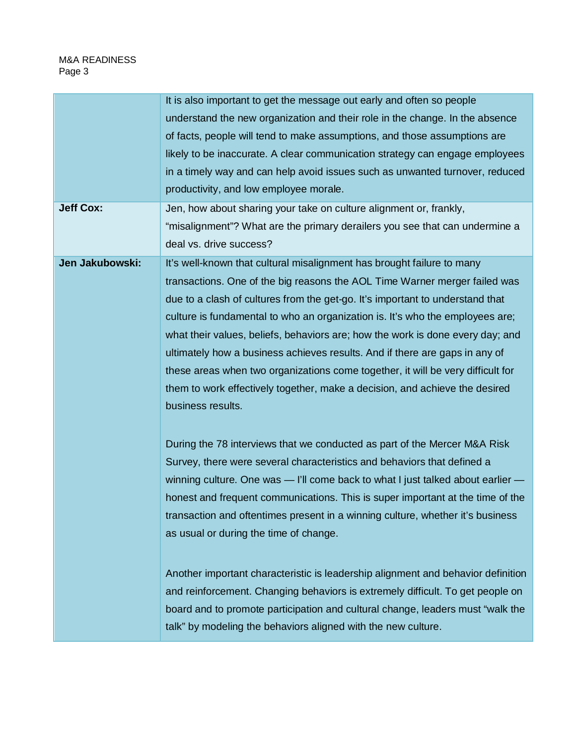| | |
|---|---|
| | It is also important to get the message out early and often so people understand the new organization and their role in the change. In the absence of facts, people will tend to make assumptions, and those assumptions are likely to be inaccurate. A clear communication strategy can engage employees in a timely way and can help avoid issues such as unwanted turnover, reduced productivity, and low employee morale. |
| **Jeff Cox:** | Jen, how about sharing your take on culture alignment or, frankly, "misalignment"? What are the primary derailers you see that can undermine a deal vs. drive success? |
| **Jen Jakubowski:** | It's well-known that cultural misalignment has brought failure to many transactions. One of the big reasons the AOL Time Warner merger failed was due to a clash of cultures from the get-go. It's important to understand that culture is fundamental to who an organization is. It's who the employees are; what their values, beliefs, behaviors are; how the work is done every day; and ultimately how a business achieves results. And if there are gaps in any of these areas when two organizations come together, it will be very difficult for them to work effectively together, make a decision, and achieve the desired business results.<br><br>During the 78 interviews that we conducted as part of the Mercer M&A Risk Survey, there were several characteristics and behaviors that defined a winning culture. One was — I'll come back to what I just talked about earlier — honest and frequent communications. This is super important at the time of the transaction and oftentimes present in a winning culture, whether it's business as usual or during the time of change.<br><br>Another important characteristic is leadership alignment and behavior definition and reinforcement. Changing behaviors is extremely difficult. To get people on board and to promote participation and cultural change, leaders must "walk the talk" by modeling the behaviors aligned with the new culture. |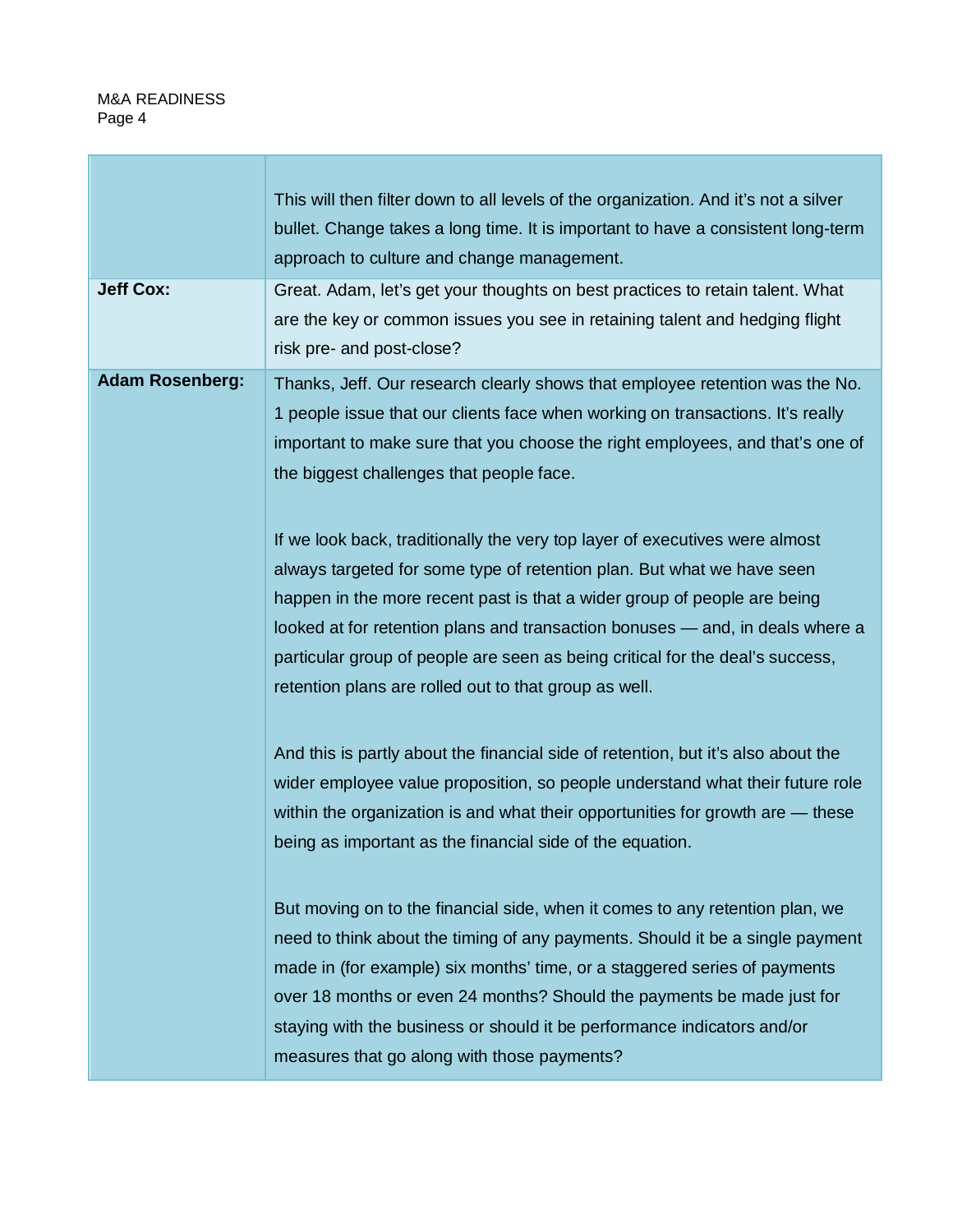| | |
|---|---|
| | This will then filter down to all levels of the organization. And it's not a silver bullet. Change takes a long time. It is important to have a consistent long-term approach to culture and change management. |
| **Jeff Cox:** | Great. Adam, let's get your thoughts on best practices to retain talent. What are the key or common issues you see in retaining talent and hedging flight risk pre- and post-close? |
| **Adam Rosenberg:** | Thanks, Jeff. Our research clearly shows that employee retention was the No. 1 people issue that our clients face when working on transactions. It's really important to make sure that you choose the right employees, and that's one of the biggest challenges that people face.<br><br>If we look back, traditionally the very top layer of executives were almost always targeted for some type of retention plan. But what we have seen happen in the more recent past is that a wider group of people are being looked at for retention plans and transaction bonuses — and, in deals where a particular group of people are seen as being critical for the deal's success, retention plans are rolled out to that group as well.<br><br>And this is partly about the financial side of retention, but it's also about the wider employee value proposition, so people understand what their future role within the organization is and what their opportunities for growth are — these being as important as the financial side of the equation.<br><br>But moving on to the financial side, when it comes to any retention plan, we need to think about the timing of any payments. Should it be a single payment made in (for example) six months' time, or a staggered series of payments over 18 months or even 24 months? Should the payments be made just for staying with the business or should it be performance indicators and/or measures that go along with those payments? |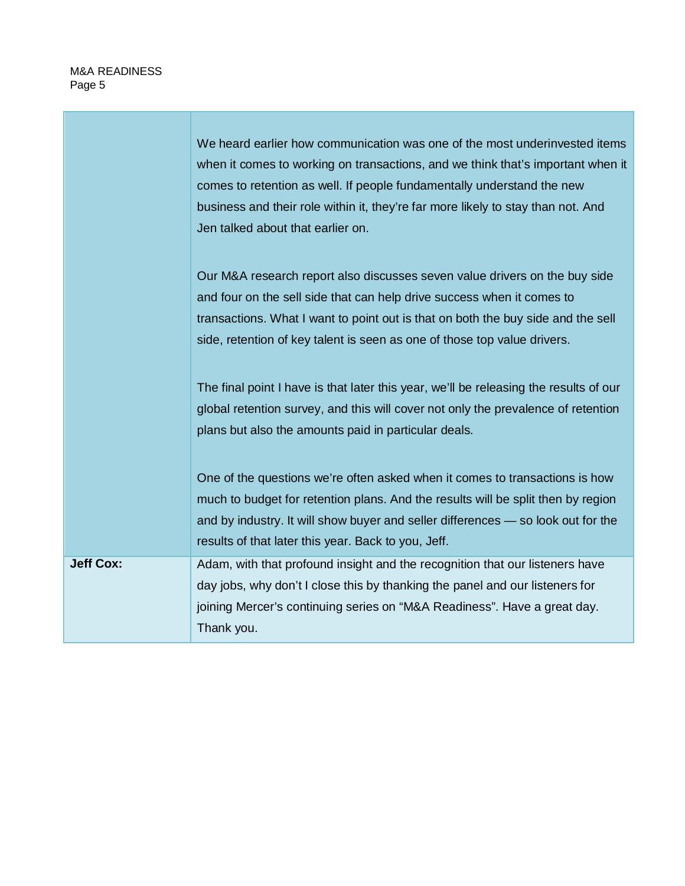| | |
|---|---|
| | We heard earlier how communication was one of the most underinvested items when it comes to working on transactions, and we think that's important when it comes to retention as well. If people fundamentally understand the new business and their role within it, they're far more likely to stay than not. And Jen talked about that earlier on.<br><br>Our M&A research report also discusses seven value drivers on the buy side and four on the sell side that can help drive success when it comes to transactions. What I want to point out is that on both the buy side and the sell side, retention of key talent is seen as one of those top value drivers.<br><br>The final point I have is that later this year, we'll be releasing the results of our global retention survey, and this will cover not only the prevalence of retention plans but also the amounts paid in particular deals.<br><br>One of the questions we're often asked when it comes to transactions is how much to budget for retention plans. And the results will be split then by region and by industry. It will show buyer and seller differences — so look out for the results of that later this year. Back to you, Jeff. |
| **Jeff Cox:** | Adam, with that profound insight and the recognition that our listeners have day jobs, why don't I close this by thanking the panel and our listeners for joining Mercer's continuing series on "M&A Readiness". Have a great day. Thank you. |